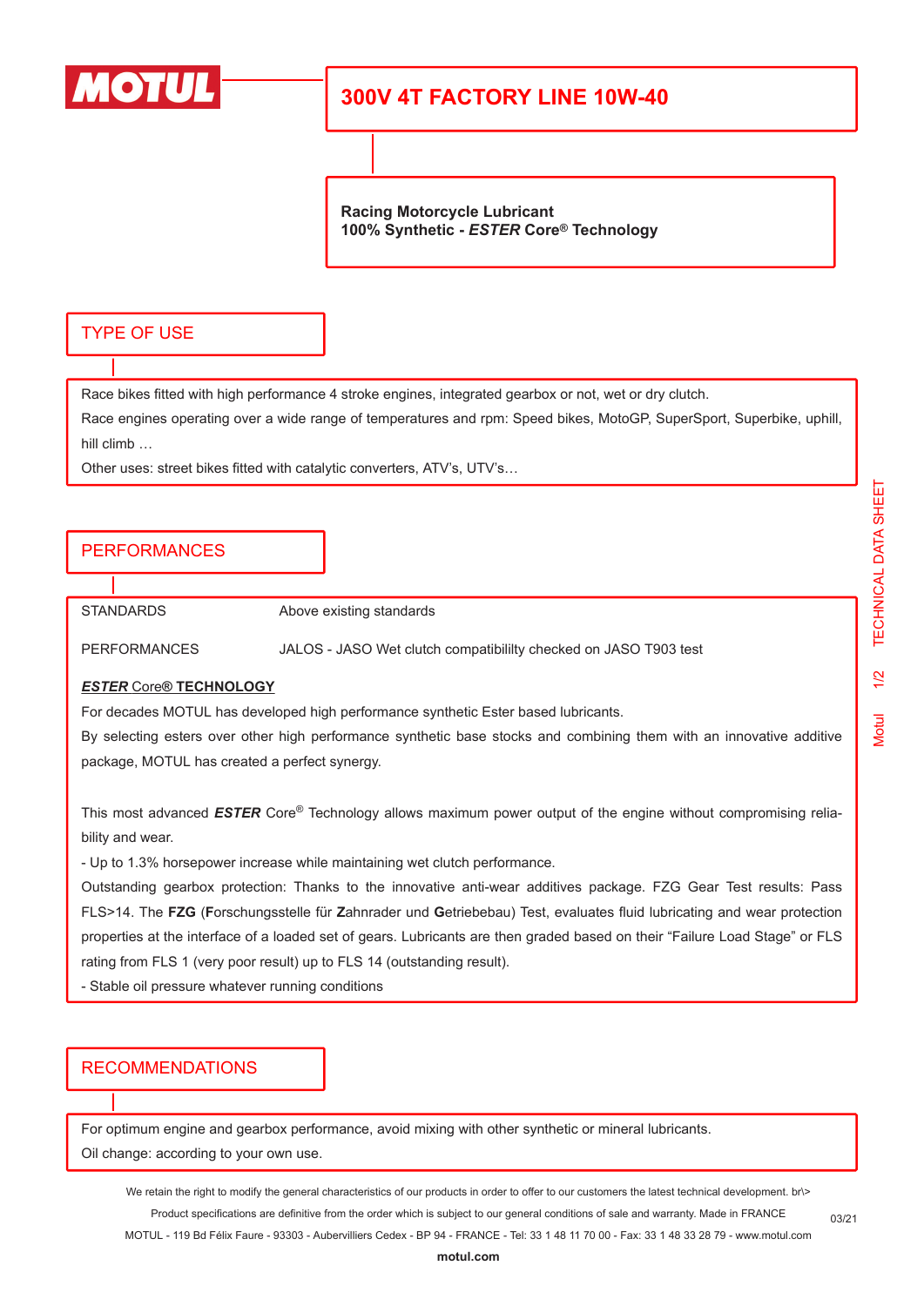# MOTUL

## 300V 4T FACTORY LINE 10W-40

**Racing Motorcycle Lubricant**
**100% Synthetic - *ESTER* Core® Technology**

## TYPE OF USE

Race bikes fitted with high performance 4 stroke engines, integrated gearbox or not, wet or dry clutch.

Race engines operating over a wide range of temperatures and rpm: Speed bikes, MotoGP, SuperSport, Superbike, uphill, hill climb …

Other uses: street bikes fitted with catalytic converters, ATV's, UTV's…

## PERFORMANCES

| | |
|---|---|
| STANDARDS | Above existing standards |
| PERFORMANCES | JALOS - JASO Wet clutch compatibililty checked on JASO T903 test |

***ESTER* Core® TECHNOLOGY**

For decades MOTUL has developed high performance synthetic Ester based lubricants.

By selecting esters over other high performance synthetic base stocks and combining them with an innovative additive package, MOTUL has created a perfect synergy.

This most advanced ***ESTER*** Core® Technology allows maximum power output of the engine without compromising reliability and wear.

- Up to 1.3% horsepower increase while maintaining wet clutch performance.

Outstanding gearbox protection: Thanks to the innovative anti-wear additives package. FZG Gear Test results: Pass FLS>14. The **FZG** (**F**orschungsstelle für **Z**ahnrader und **G**etriebebau) Test, evaluates fluid lubricating and wear protection properties at the interface of a loaded set of gears. Lubricants are then graded based on their "Failure Load Stage" or FLS rating from FLS 1 (very poor result) up to FLS 14 (outstanding result).

- Stable oil pressure whatever running conditions

## RECOMMENDATIONS

For optimum engine and gearbox performance, avoid mixing with other synthetic or mineral lubricants.

Oil change: according to your own use.

We retain the right to modify the general characteristics of our products in order to offer to our customers the latest technical development. br\>
Product specifications are definitive from the order which is subject to our general conditions of sale and warranty. Made in FRANCE
MOTUL - 119 Bd Félix Faure - 93303 - Aubervilliers Cedex - BP 94 - FRANCE - Tel: 33 1 48 11 70 00 - Fax: 33 1 48 33 28 79 - www.motul.com

03/21

**motul.com**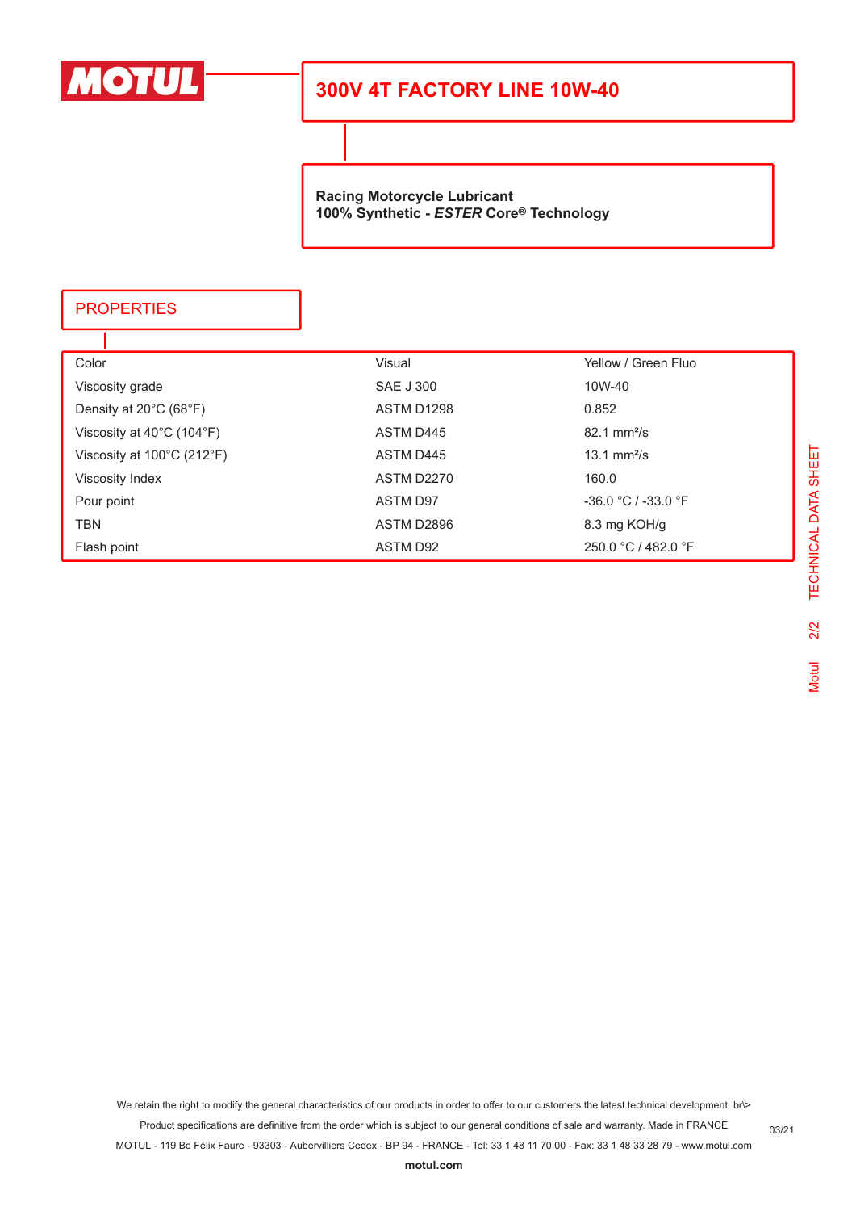# 300V 4T FACTORY LINE 10W-40

**Racing Motorcycle Lubricant**
**100% Synthetic - *ESTER* Core® Technology**

## PROPERTIES

| | | |
|---|---|---|
| Color | Visual | Yellow / Green Fluo |
| Viscosity grade | SAE J 300 | 10W-40 |
| Density at 20°C (68°F) | ASTM D1298 | 0.852 |
| Viscosity at 40°C (104°F) | ASTM D445 | 82.1 mm²/s |
| Viscosity at 100°C (212°F) | ASTM D445 | 13.1 mm²/s |
| Viscosity Index | ASTM D2270 | 160.0 |
| Pour point | ASTM D97 | -36.0 °C / -33.0 °F |
| TBN | ASTM D2896 | 8.3 mg KOH/g |
| Flash point | ASTM D92 | 250.0 °C / 482.0 °F |

We retain the right to modify the general characteristics of our products in order to offer to our customers the latest technical development. br\>
Product specifications are definitive from the order which is subject to our general conditions of sale and warranty. Made in FRANCE

MOTUL - 119 Bd Félix Faure - 93303 - Aubervilliers Cedex - BP 94 - FRANCE - Tel: 33 1 48 11 70 00 - Fax: 33 1 48 33 28 79 - www.motul.com

03/21

**motul.com**